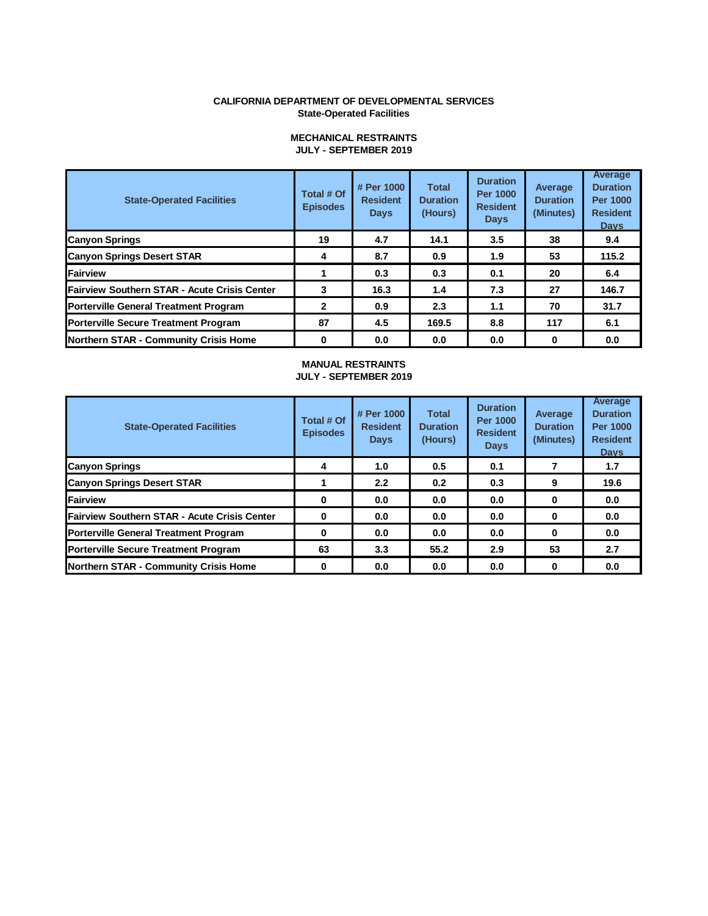# CALIFORNIA DEPARTMENT OF DEVELOPMENTAL SERVICES
## State-Operated Facilities

### MECHANICAL RESTRAINTS
### JULY - SEPTEMBER 2019

| State-Operated Facilities | Total # Of Episodes | # Per 1000 Resident Days | Total Duration (Hours) | Duration Per 1000 Resident Days | Average Duration (Minutes) | Average Duration Per 1000 Resident Days |
|---|---|---|---|---|---|---|
| Canyon Springs | 19 | 4.7 | 14.1 | 3.5 | 38 | 9.4 |
| Canyon Springs Desert STAR | 4 | 8.7 | 0.9 | 1.9 | 53 | 115.2 |
| Fairview | 1 | 0.3 | 0.3 | 0.1 | 20 | 6.4 |
| Fairview Southern STAR - Acute Crisis Center | 3 | 16.3 | 1.4 | 7.3 | 27 | 146.7 |
| Porterville General Treatment Program | 2 | 0.9 | 2.3 | 1.1 | 70 | 31.7 |
| Porterville Secure Treatment Program | 87 | 4.5 | 169.5 | 8.8 | 117 | 6.1 |
| Northern STAR - Community Crisis Home | 0 | 0.0 | 0.0 | 0.0 | 0 | 0.0 |

### MANUAL RESTRAINTS
### JULY - SEPTEMBER 2019

| State-Operated Facilities | Total # Of Episodes | # Per 1000 Resident Days | Total Duration (Hours) | Duration Per 1000 Resident Days | Average Duration (Minutes) | Average Duration Per 1000 Resident Days |
|---|---|---|---|---|---|---|
| Canyon Springs | 4 | 1.0 | 0.5 | 0.1 | 7 | 1.7 |
| Canyon Springs Desert STAR | 1 | 2.2 | 0.2 | 0.3 | 9 | 19.6 |
| Fairview | 0 | 0.0 | 0.0 | 0.0 | 0 | 0.0 |
| Fairview Southern STAR - Acute Crisis Center | 0 | 0.0 | 0.0 | 0.0 | 0 | 0.0 |
| Porterville General Treatment Program | 0 | 0.0 | 0.0 | 0.0 | 0 | 0.0 |
| Porterville Secure Treatment Program | 63 | 3.3 | 55.2 | 2.9 | 53 | 2.7 |
| Northern STAR - Community Crisis Home | 0 | 0.0 | 0.0 | 0.0 | 0 | 0.0 |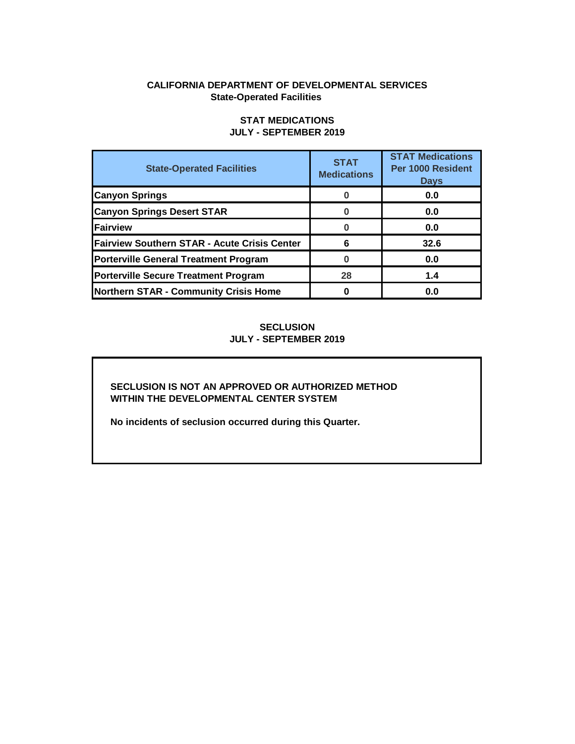**CALIFORNIA DEPARTMENT OF DEVELOPMENTAL SERVICES**
**State-Operated Facilities**

## STAT MEDICATIONS
**JULY - SEPTEMBER 2019**

| State-Operated Facilities | STAT Medications | STAT Medications Per 1000 Resident Days |
|---|---|---|
| Canyon Springs | 0 | 0.0 |
| Canyon Springs Desert STAR | 0 | 0.0 |
| Fairview | 0 | 0.0 |
| Fairview Southern STAR - Acute Crisis Center | 6 | 32.6 |
| Porterville General Treatment Program | 0 | 0.0 |
| Porterville Secure Treatment Program | 28 | 1.4 |
| Northern STAR - Community Crisis Home | 0 | 0.0 |

## SECLUSION
**JULY - SEPTEMBER 2019**

**SECLUSION IS NOT AN APPROVED OR AUTHORIZED METHOD WITHIN THE DEVELOPMENTAL CENTER SYSTEM**

**No incidents of seclusion occurred during this Quarter.**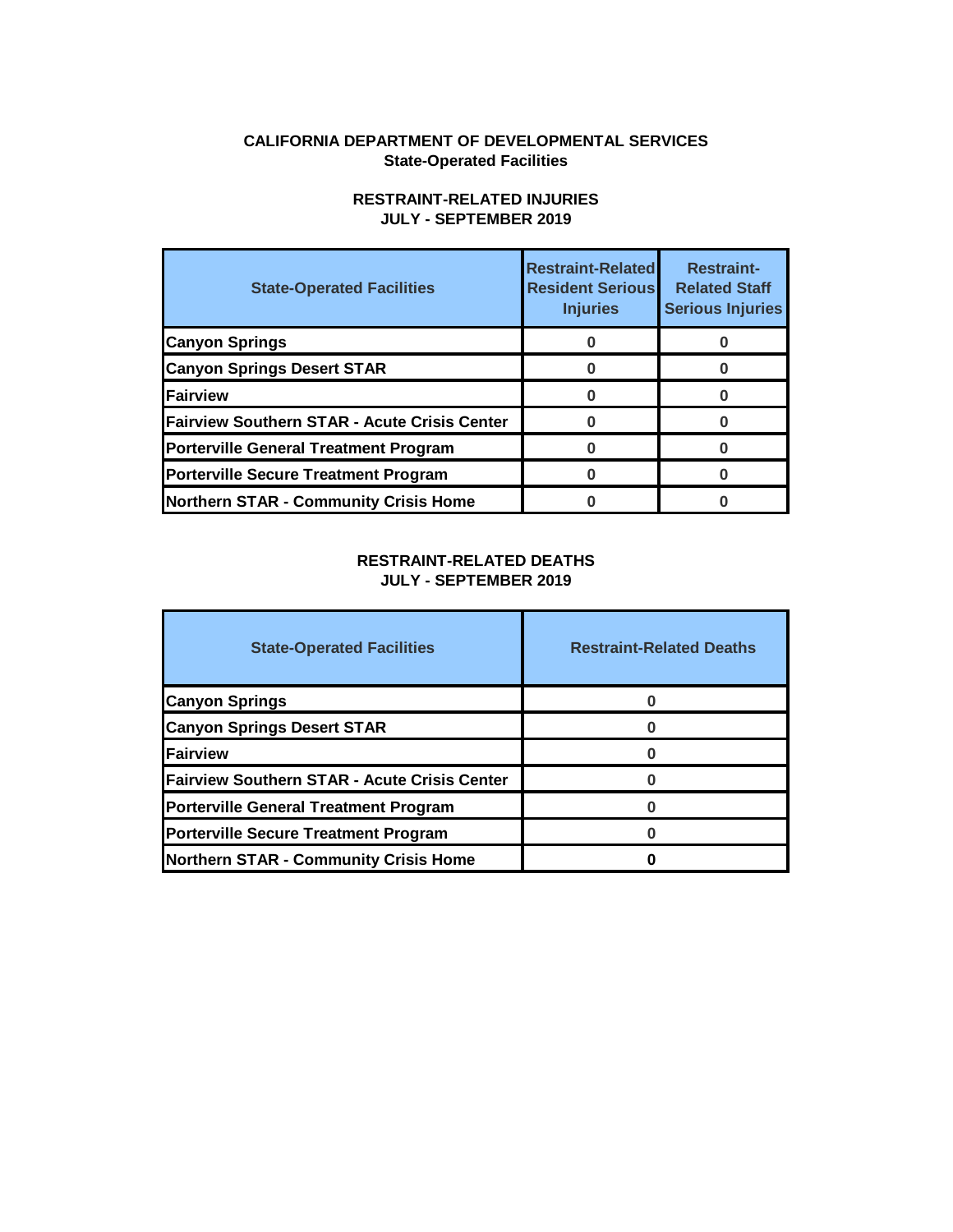**CALIFORNIA DEPARTMENT OF DEVELOPMENTAL SERVICES**
**State-Operated Facilities**

**RESTRAINT-RELATED INJURIES**
**JULY - SEPTEMBER 2019**

| State-Operated Facilities | Restraint-Related Resident Serious Injuries | Restraint-Related Staff Serious Injuries |
|---|---|---|
| Canyon Springs | 0 | 0 |
| Canyon Springs Desert STAR | 0 | 0 |
| Fairview | 0 | 0 |
| Fairview Southern STAR - Acute Crisis Center | 0 | 0 |
| Porterville General Treatment Program | 0 | 0 |
| Porterville Secure Treatment Program | 0 | 0 |
| Northern STAR - Community Crisis Home | 0 | 0 |

**RESTRAINT-RELATED DEATHS**
**JULY - SEPTEMBER 2019**

| State-Operated Facilities | Restraint-Related Deaths |
|---|---|
| Canyon Springs | 0 |
| Canyon Springs Desert STAR | 0 |
| Fairview | 0 |
| Fairview Southern STAR - Acute Crisis Center | 0 |
| Porterville General Treatment Program | 0 |
| Porterville Secure Treatment Program | 0 |
| Northern STAR - Community Crisis Home | 0 |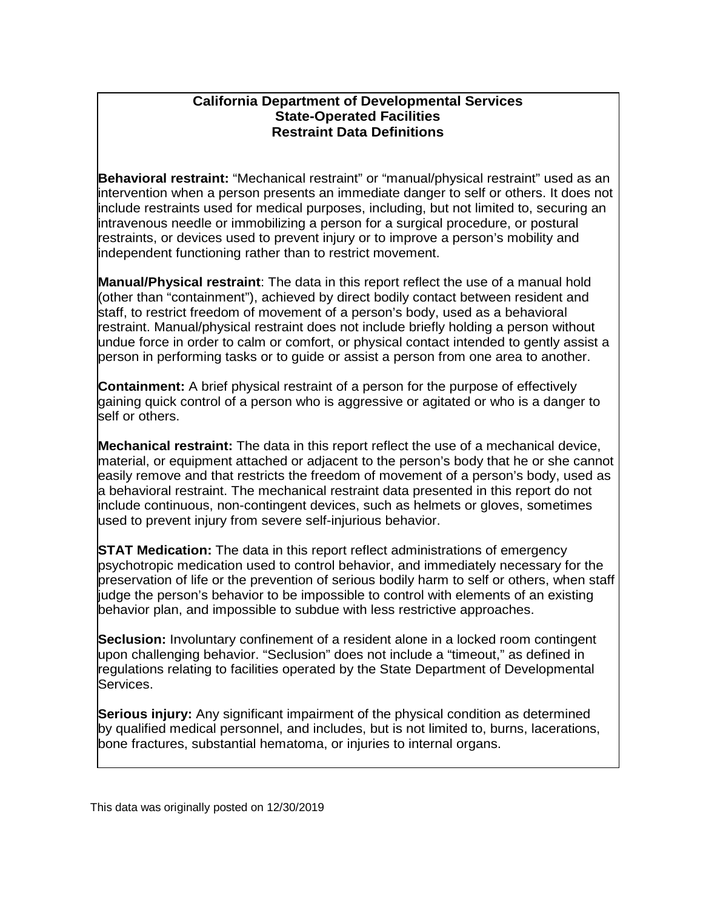# California Department of Developmental Services
## State-Operated Facilities
## Restraint Data Definitions

**Behavioral restraint:** "Mechanical restraint" or "manual/physical restraint" used as an intervention when a person presents an immediate danger to self or others. It does not include restraints used for medical purposes, including, but not limited to, securing an intravenous needle or immobilizing a person for a surgical procedure, or postural restraints, or devices used to prevent injury or to improve a person's mobility and independent functioning rather than to restrict movement.

**Manual/Physical restraint**: The data in this report reflect the use of a manual hold (other than "containment"), achieved by direct bodily contact between resident and staff, to restrict freedom of movement of a person's body, used as a behavioral restraint. Manual/physical restraint does not include briefly holding a person without undue force in order to calm or comfort, or physical contact intended to gently assist a person in performing tasks or to guide or assist a person from one area to another.

**Containment:** A brief physical restraint of a person for the purpose of effectively gaining quick control of a person who is aggressive or agitated or who is a danger to self or others.

**Mechanical restraint:** The data in this report reflect the use of a mechanical device, material, or equipment attached or adjacent to the person's body that he or she cannot easily remove and that restricts the freedom of movement of a person's body, used as a behavioral restraint. The mechanical restraint data presented in this report do not include continuous, non-contingent devices, such as helmets or gloves, sometimes used to prevent injury from severe self-injurious behavior.

**STAT Medication:** The data in this report reflect administrations of emergency psychotropic medication used to control behavior, and immediately necessary for the preservation of life or the prevention of serious bodily harm to self or others, when staff judge the person's behavior to be impossible to control with elements of an existing behavior plan, and impossible to subdue with less restrictive approaches.

**Seclusion:** Involuntary confinement of a resident alone in a locked room contingent upon challenging behavior. "Seclusion" does not include a "timeout," as defined in regulations relating to facilities operated by the State Department of Developmental Services.

**Serious injury:** Any significant impairment of the physical condition as determined by qualified medical personnel, and includes, but is not limited to, burns, lacerations, bone fractures, substantial hematoma, or injuries to internal organs.

This data was originally posted on 12/30/2019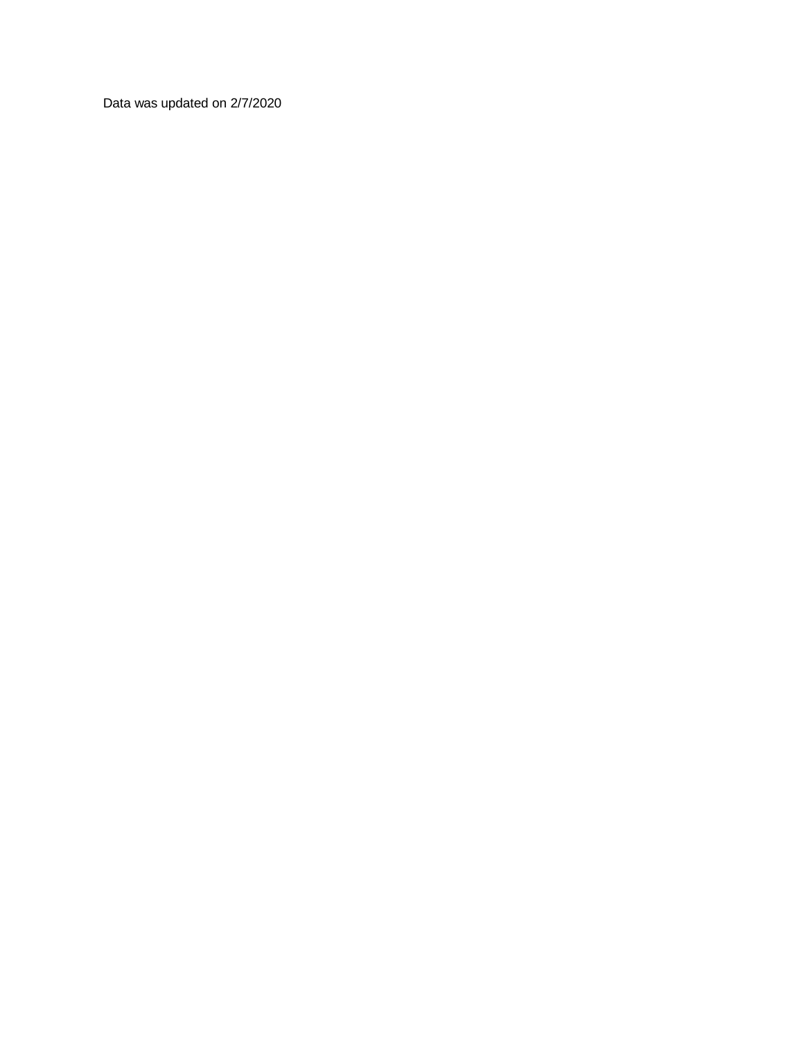Data was updated on 2/7/2020